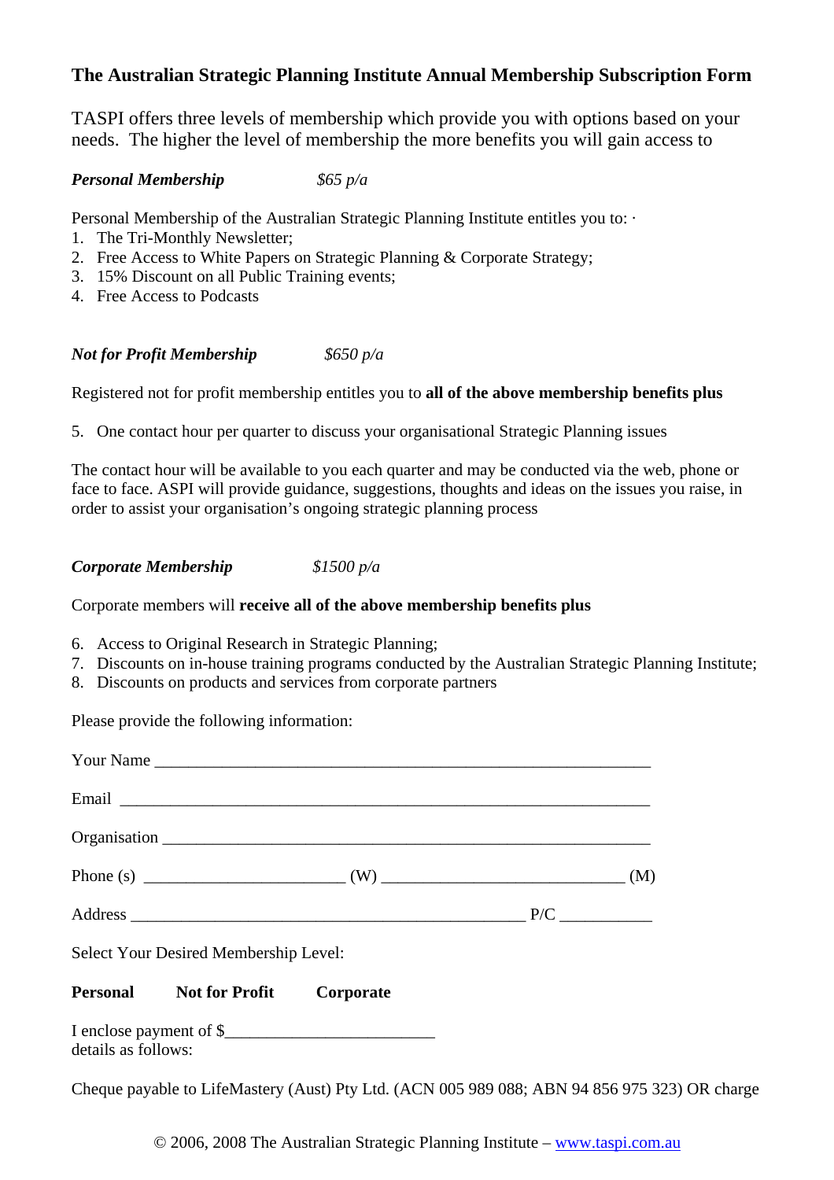# The Australian Strategic Planning Institute Annual Membership Subscription Form

TASPI offers three levels of membership which provide you with options based on your needs. The higher the level of membership the more benefits you will gain access to

***Personal Membership*** *$65 p/a*

Personal Membership of the Australian Strategic Planning Institute entitles you to: ·

1. The Tri-Monthly Newsletter;
2. Free Access to White Papers on Strategic Planning & Corporate Strategy;
3. 15% Discount on all Public Training events;
4. Free Access to Podcasts

***Not for Profit Membership*** *$650 p/a*

Registered not for profit membership entitles you to **all of the above membership benefits plus**

5. One contact hour per quarter to discuss your organisational Strategic Planning issues

The contact hour will be available to you each quarter and may be conducted via the web, phone or face to face. ASPI will provide guidance, suggestions, thoughts and ideas on the issues you raise, in order to assist your organisation's ongoing strategic planning process

***Corporate Membership*** *$1500 p/a*

Corporate members will **receive all of the above membership benefits plus**

6. Access to Original Research in Strategic Planning;
7. Discounts on in-house training programs conducted by the Australian Strategic Planning Institute;
8. Discounts on products and services from corporate partners

Please provide the following information:

Your Name ____________________________________________________________

Email _________________________________________________________________

Organisation ___________________________________________________________

Phone (s) ________________________ (W) _____________________________ (M)

Address _______________________________________________ P/C ___________

Select Your Desired Membership Level:

**Personal** **Not for Profit** **Corporate**

I enclose payment of $_________________________
details as follows:

Cheque payable to LifeMastery (Aust) Pty Ltd. (ACN 005 989 088; ABN 94 856 975 323) OR charge

© 2006, 2008 The Australian Strategic Planning Institute – www.taspi.com.au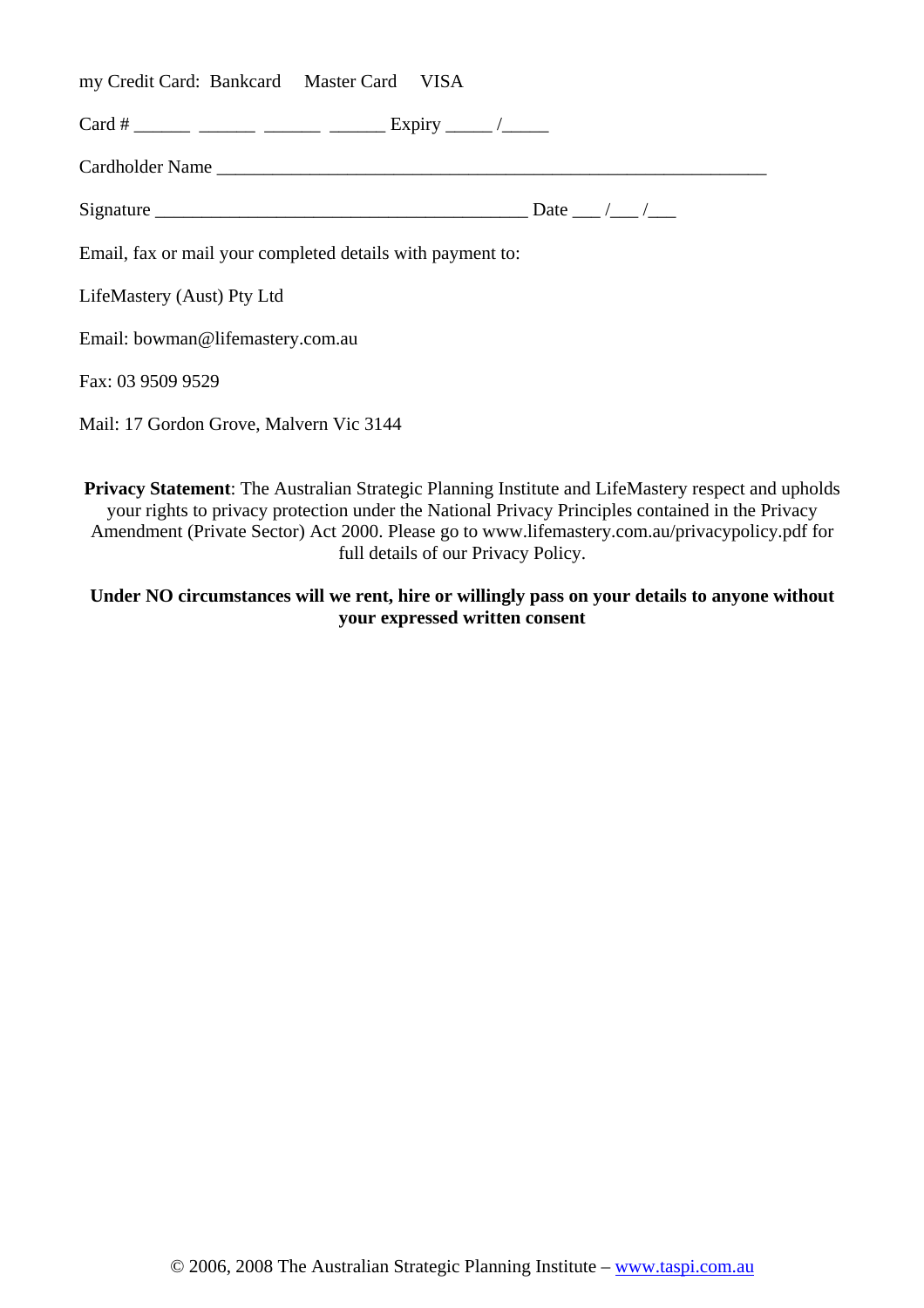my Credit Card:  Bankcard     Master Card     VISA

Card # ______ ______ ______ ______ Expiry _____ /_____

Cardholder Name _________________________________________________________

Signature _______________________________________ Date ___ /___ /___

Email, fax or mail your completed details with payment to:

LifeMastery (Aust) Pty Ltd

Email: bowman@lifemastery.com.au

Fax: 03 9509 9529

Mail: 17 Gordon Grove, Malvern Vic 3144

**Privacy Statement**: The Australian Strategic Planning Institute and LifeMastery respect and upholds your rights to privacy protection under the National Privacy Principles contained in the Privacy Amendment (Private Sector) Act 2000. Please go to www.lifemastery.com.au/privacypolicy.pdf for full details of our Privacy Policy.

**Under NO circumstances will we rent, hire or willingly pass on your details to anyone without your expressed written consent**

© 2006, 2008 The Australian Strategic Planning Institute – www.taspi.com.au